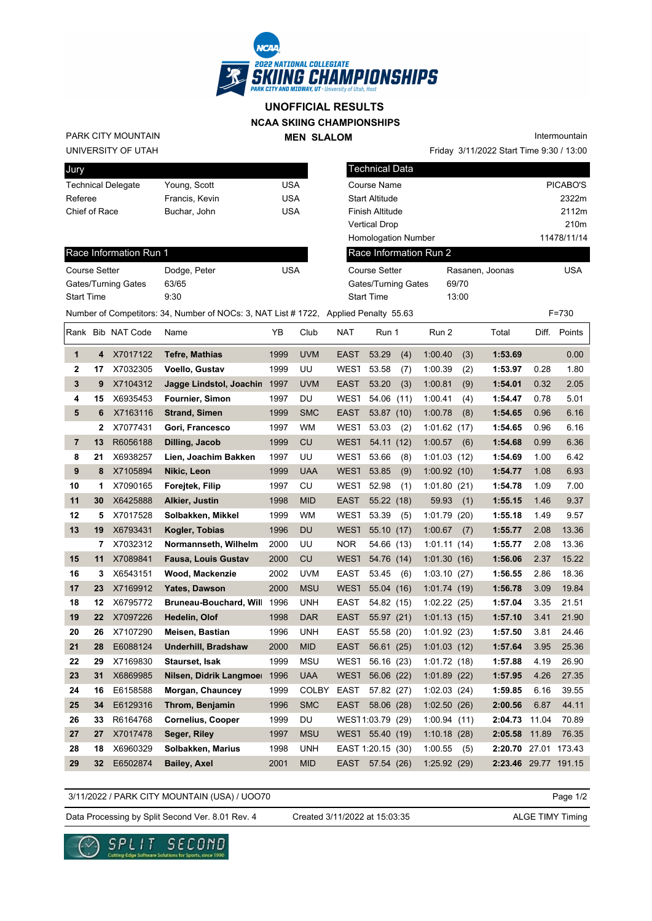# UNOFFICIAL RESULTS

## NCAA SKIING CHAMPIONSHIPS

### MEN SLALOM

PARK CITY MOUNTAIN
UNIVERSITY OF UTAH

Intermountain
Friday 3/11/2022 Start Time 9:30 / 13:00

| Jury | | |
|---|---|---|
| Technical Delegate | Young, Scott | USA |
| Referee | Francis, Kevin | USA |
| Chief of Race | Buchar, John | USA |

| Technical Data | |
|---|---|
| Course Name | PICABO'S |
| Start Altitude | 2322m |
| Finish Altitude | 2112m |
| Vertical Drop | 210m |
| Homologation Number | 11478/11/14 |

| Race Information Run 1 | | |
|---|---|---|
| Course Setter | Dodge, Peter | USA |
| Gates/Turning Gates | 63/65 | |
| Start Time | 9:30 | |

| Race Information Run 2 | | |
|---|---|---|
| Course Setter | Rasanen, Joonas | USA |
| Gates/Turning Gates | 69/70 | |
| Start Time | 13:00 | |

Number of Competitors: 34, Number of NOCs: 3, NAT List # 1722, Applied Penalty 55.63 F=730

| Rank | Bib | NAT Code | Name | YB | Club | NAT | Run 1 | | Run 2 | | Total | Diff. | Points |
|---|---|---|---|---|---|---|---|---|---|---|---|---|---|
| 1 | 4 | X7017122 | Tefre, Mathias | 1999 | UVM | EAST | 53.29 | (4) | 1:00.40 | (3) | 1:53.69 | | 0.00 |
| 2 | 17 | X7032305 | Voello, Gustav | 1999 | UU | WEST | 53.58 | (7) | 1:00.39 | (2) | 1:53.97 | 0.28 | 1.80 |
| 3 | 9 | X7104312 | Jagge Lindstol, Joachin | 1997 | UVM | EAST | 53.20 | (3) | 1:00.81 | (9) | 1:54.01 | 0.32 | 2.05 |
| 4 | 15 | X6935453 | Fournier, Simon | 1997 | DU | WEST | 54.06 | (11) | 1:00.41 | (4) | 1:54.47 | 0.78 | 5.01 |
| 5 | 6 | X7163116 | Strand, Simen | 1999 | SMC | EAST | 53.87 | (10) | 1:00.78 | (8) | 1:54.65 | 0.96 | 6.16 |
| | 2 | X7077431 | Gori, Francesco | 1997 | WM | WEST | 53.03 | (2) | 1:01.62 | (17) | 1:54.65 | 0.96 | 6.16 |
| 7 | 13 | R6056188 | Dilling, Jacob | 1999 | CU | WEST | 54.11 | (12) | 1:00.57 | (6) | 1:54.68 | 0.99 | 6.36 |
| 8 | 21 | X6938257 | Lien, Joachim Bakken | 1997 | UU | WEST | 53.66 | (8) | 1:01.03 | (12) | 1:54.69 | 1.00 | 6.42 |
| 9 | 8 | X7105894 | Nikic, Leon | 1999 | UAA | WEST | 53.85 | (9) | 1:00.92 | (10) | 1:54.77 | 1.08 | 6.93 |
| 10 | 1 | X7090165 | Forejtek, Filip | 1997 | CU | WEST | 52.98 | (1) | 1:01.80 | (21) | 1:54.78 | 1.09 | 7.00 |
| 11 | 30 | X6425888 | Alkier, Justin | 1998 | MID | EAST | 55.22 | (18) | 59.93 | (1) | 1:55.15 | 1.46 | 9.37 |
| 12 | 5 | X7017528 | Solbakken, Mikkel | 1999 | WM | WEST | 53.39 | (5) | 1:01.79 | (20) | 1:55.18 | 1.49 | 9.57 |
| 13 | 19 | X6793431 | Kogler, Tobias | 1996 | DU | WEST | 55.10 | (17) | 1:00.67 | (7) | 1:55.77 | 2.08 | 13.36 |
| | 7 | X7032312 | Normannseth, Wilhelm | 2000 | UU | NOR | 54.66 | (13) | 1:01.11 | (14) | 1:55.77 | 2.08 | 13.36 |
| 15 | 11 | X7089841 | Fausa, Louis Gustav | 2000 | CU | WEST | 54.76 | (14) | 1:01.30 | (16) | 1:56.06 | 2.37 | 15.22 |
| 16 | 3 | X6543151 | Wood, Mackenzie | 2002 | UVM | EAST | 53.45 | (6) | 1:03.10 | (27) | 1:56.55 | 2.86 | 18.36 |
| 17 | 23 | X7169912 | Yates, Dawson | 2000 | MSU | WEST | 55.04 | (16) | 1:01.74 | (19) | 1:56.78 | 3.09 | 19.84 |
| 18 | 12 | X6795772 | Bruneau-Bouchard, Will | 1996 | UNH | EAST | 54.82 | (15) | 1:02.22 | (25) | 1:57.04 | 3.35 | 21.51 |
| 19 | 22 | X7097226 | Hedelin, Olof | 1998 | DAR | EAST | 55.97 | (21) | 1:01.13 | (15) | 1:57.10 | 3.41 | 21.90 |
| 20 | 26 | X7107290 | Meisen, Bastian | 1996 | UNH | EAST | 55.58 | (20) | 1:01.92 | (23) | 1:57.50 | 3.81 | 24.46 |
| 21 | 28 | E6088124 | Underhill, Bradshaw | 2000 | MID | EAST | 56.61 | (25) | 1:01.03 | (12) | 1:57.64 | 3.95 | 25.36 |
| 22 | 29 | X7169830 | Staurset, Isak | 1999 | MSU | WEST | 56.16 | (23) | 1:01.72 | (18) | 1:57.88 | 4.19 | 26.90 |
| 23 | 31 | X6869985 | Nilsen, Didrik Langmoe | 1996 | UAA | WEST | 56.06 | (22) | 1:01.89 | (22) | 1:57.95 | 4.26 | 27.35 |
| 24 | 16 | E6158588 | Morgan, Chauncey | 1999 | COLBY | EAST | 57.82 | (27) | 1:02.03 | (24) | 1:59.85 | 6.16 | 39.55 |
| 25 | 34 | E6129316 | Throm, Benjamin | 1996 | SMC | EAST | 58.06 | (28) | 1:02.50 | (26) | 2:00.56 | 6.87 | 44.11 |
| 26 | 33 | R6164768 | Cornelius, Cooper | 1999 | DU | WEST | 1:03.79 | (29) | 1:00.94 | (11) | 2:04.73 | 11.04 | 70.89 |
| 27 | 27 | X7017478 | Seger, Riley | 1997 | MSU | WEST | 55.40 | (19) | 1:10.18 | (28) | 2:05.58 | 11.89 | 76.35 |
| 28 | 18 | X6960329 | Solbakken, Marius | 1998 | UNH | EAST | 1:20.15 | (30) | 1:00.55 | (5) | 2:20.70 | 27.01 | 173.43 |
| 29 | 32 | E6502874 | Bailey, Axel | 2001 | MID | EAST | 57.54 | (26) | 1:25.92 | (29) | 2:23.46 | 29.77 | 191.15 |

3/11/2022 / PARK CITY MOUNTAIN (USA) / UOO70

Data Processing by Split Second Ver. 8.01 Rev. 4 Created 3/11/2022 at 15:03:35 ALGE TIMY Timing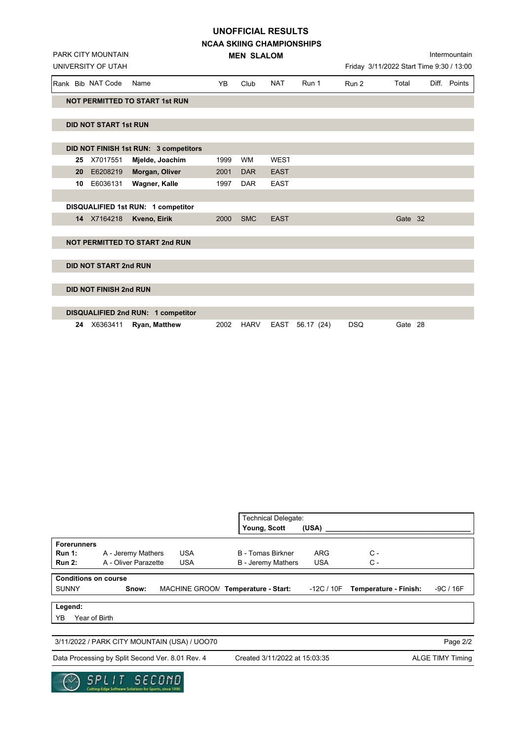# UNOFFICIAL RESULTS

## NCAA SKIING CHAMPIONSHIPS

### MEN SLALOM

PARK CITY MOUNTAIN
UNIVERSITY OF UTAH

Intermountain
Friday 3/11/2022 Start Time 9:30 / 13:00

| Rank | Bib | NAT Code | Name | YB | Club | NAT | Run 1 | Run 2 | Total | Diff. | Points |
|---|---|---|---|---|---|---|---|---|---|---|---|
| **NOT PERMITTED TO START 1st RUN** | | | | | | | | | | | |
| **DID NOT START 1st RUN** | | | | | | | | | | | |
| **DID NOT FINISH 1st RUN: 3 competitors** | | | | | | | | | | | |
| | **25** | X7017551 | **Mjelde, Joachim** | 1999 | WM | WEST | | | | | |
| | **20** | E6208219 | **Morgan, Oliver** | 2001 | DAR | EAST | | | | | |
| | **10** | E6036131 | **Wagner, Kalle** | 1997 | DAR | EAST | | | | | |
| **DISQUALIFIED 1st RUN: 1 competitor** | | | | | | | | | | | |
| | **14** | X7164218 | **Kveno, Eirik** | 2000 | SMC | EAST | | | Gate 32 | | |
| **NOT PERMITTED TO START 2nd RUN** | | | | | | | | | | | |
| **DID NOT START 2nd RUN** | | | | | | | | | | | |
| **DID NOT FINISH 2nd RUN** | | | | | | | | | | | |
| **DISQUALIFIED 2nd RUN: 1 competitor** | | | | | | | | | | | |
| | **24** | X6363411 | **Ryan, Matthew** | 2002 | HARV | EAST | 56.17 (24) | DSQ | Gate 28 | | |

Technical Delegate:
**Young, Scott** **(USA)** ____________________

| **Forerunners** | | | | | | |
|---|---|---|---|---|---|---|
| **Run 1:** | A - Jeremy Mathers | USA | B - Tomas Birkner | ARG | C - | |
| **Run 2:** | A - Oliver Parazette | USA | B - Jeremy Mathers | USA | C - | |

| **Conditions on course** | | | | | | |
|---|---|---|---|---|---|---|
| SUNNY | **Snow:** | MACHINE GROOM | **Temperature - Start:** | -12C / 10F | **Temperature - Finish:** | -9C / 16F |

**Legend:**
YB Year of Birth

3/11/2022 / PARK CITY MOUNTAIN (USA) / UOO70

Data Processing by Split Second Ver. 8.01 Rev. 4 Created 3/11/2022 at 15:03:35 ALGE TIMY Timing